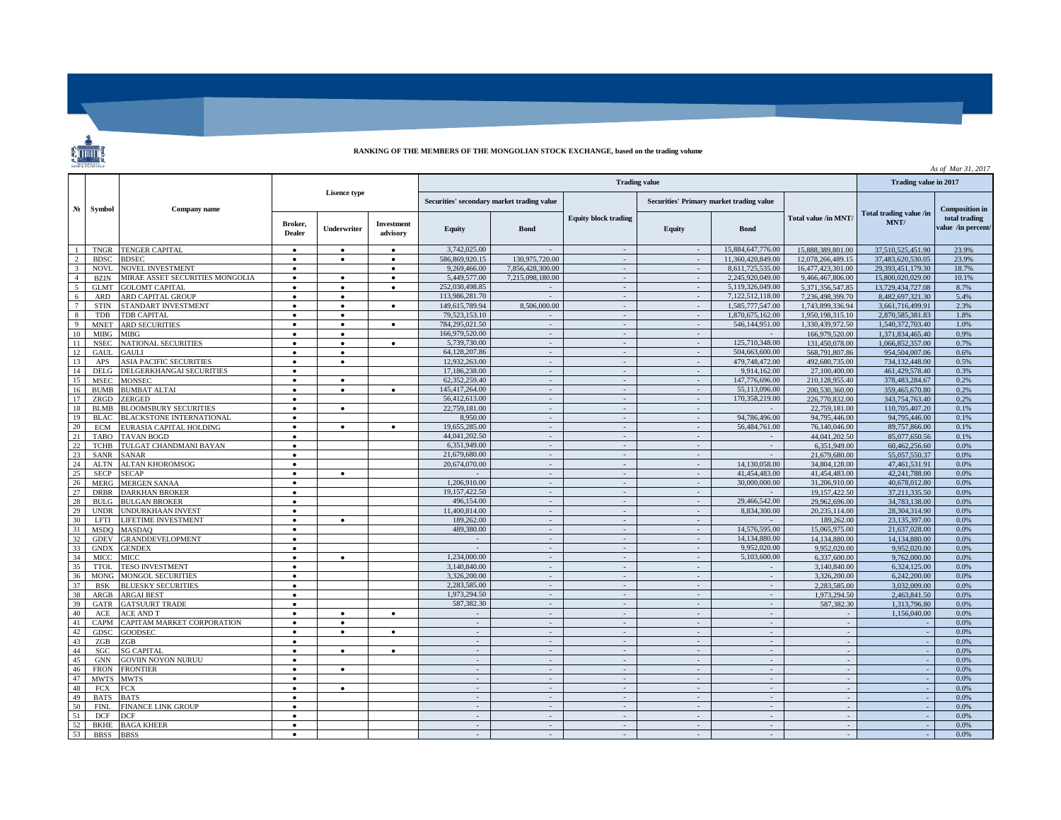## RANKING OF THE MEMBERS OF THE MONGOLIAN STOCK EXCHANGE, based on the trading volume

*As of Mar 31, 2017*

| № | Symbol | Company name | Lisence type | | | Trading value | | | | | | Trading value in 2017 | |
|---|---|---|---|---|---|---|---|---|---|---|---|---|---|
| | | | | | | Securities' secondary market trading value | | Equity block trading | Securities' Primary market trading value | | Total value /in MNT/ | Total trading value /in MNT/ | Composition in total trading value /in percent/ |
| | | | Broker, Dealer | Underwriter | Investment advisory | Equity | Bond | | Equity | Bond | | | |
| 1 | TNGR | TENGER CAPITAL | ● | ● | ● | 3,742,025.00 | - | - | - | 15,884,647,776.00 | 15,888,389,801.00 | 37,510,525,451.90 | 23.9% |
| 2 | BDSC | BDSEC | ● | ● | ● | 586,869,920.15 | 130,975,720.00 | - | - | 11,360,420,849.00 | 12,078,266,489.15 | 37,483,620,530.05 | 23.9% |
| 3 | NOVL | NOVEL INVESTMENT | ● | | ● | 9,269,466.00 | 7,856,428,300.00 | - | - | 8,611,725,535.00 | 16,477,423,301.00 | 29,393,451,179.30 | 18.7% |
| 4 | BZIN | MIRAE ASSET SECURITIES MONGOLIA | ● | ● | ● | 5,449,577.00 | 7,215,098,180.00 | - | - | 2,245,920,049.00 | 9,466,467,806.00 | 15,800,020,029.00 | 10.1% |
| 5 | GLMT | GOLOMT CAPITAL | ● | ● | ● | 252,030,498.85 | - | - | - | 5,119,326,049.00 | 5,371,356,547.85 | 13,729,434,727.08 | 8.7% |
| 6 | ARD | ARD CAPITAL GROUP | ● | ● | | 113,986,281.70 | - | - | - | 7,122,512,118.00 | 7,236,498,399.70 | 8,482,697,321.30 | 5.4% |
| 7 | STIN | STANDART INVESTMENT | ● | ● | ● | 149,615,789.94 | 8,506,000.00 | - | - | 1,585,777,547.00 | 1,743,899,336.94 | 3,661,716,499.91 | 2.3% |
| 8 | TDB | TDB CAPITAL | ● | ● | | 79,523,153.10 | - | - | - | 1,870,675,162.00 | 1,950,198,315.10 | 2,870,585,381.83 | 1.8% |
| 9 | MNET | ARD SECURITIES | ● | ● | ● | 784,295,021.50 | - | - | - | 546,144,951.00 | 1,330,439,972.50 | 1,540,372,703.40 | 1.0% |
| 10 | MIBG | MIBG | ● | ● | | 166,979,520.00 | - | - | - | - | 166,979,520.00 | 1,371,834,465.40 | 0.9% |
| 11 | NSEC | NATIONAL SECURITIES | ● | ● | ● | 5,739,730.00 | - | - | - | 125,710,348.00 | 131,450,078.00 | 1,066,852,357.00 | 0.7% |
| 12 | GAUL | GAULI | ● | ● | | 64,128,207.86 | - | - | - | 504,663,600.00 | 568,791,807.86 | 954,504,007.06 | 0.6% |
| 13 | APS | ASIA PACIFIC SECURITIES | ● | ● | | 12,932,263.00 | - | - | - | 479,748,472.00 | 492,680,735.00 | 734,132,448.00 | 0.5% |
| 14 | DELG | DELGERKHANGAI SECURITIES | ● | | | 17,186,238.00 | - | - | - | 9,914,162.00 | 27,100,400.00 | 461,429,578.40 | 0.3% |
| 15 | MSEC | MONSEC | ● | ● | | 62,352,259.40 | - | - | - | 147,776,696.00 | 210,128,955.40 | 378,483,284.67 | 0.2% |
| 16 | BUMB | BUMBAT ALTAI | ● | ● | ● | 145,417,264.00 | - | - | - | 55,113,096.00 | 200,530,360.00 | 359,465,670.80 | 0.2% |
| 17 | ZRGD | ZERGED | ● | | | 56,412,613.00 | - | - | - | 170,358,219.00 | 226,770,832.00 | 343,754,763.40 | 0.2% |
| 18 | BLMB | BLOOMSBURY SECURITIES | ● | ● | | 22,759,181.00 | - | - | - | - | 22,759,181.00 | 110,705,407.20 | 0.1% |
| 19 | BLAC | BLACKSTONE INTERNATIONAL | ● | | | 8,950.00 | - | - | - | 94,786,496.00 | 94,795,446.00 | 94,795,446.00 | 0.1% |
| 20 | ECM | EURASIA CAPITAL HOLDING | ● | ● | ● | 19,655,285.00 | - | - | - | 56,484,761.00 | 76,140,046.00 | 89,757,866.00 | 0.1% |
| 21 | TABO | TAVAN BOGD | ● | | | 44,041,202.50 | - | - | - | - | 44,041,202.50 | 85,077,650.56 | 0.1% |
| 22 | TCHB | TULGAT CHANDMANI BAYAN | ● | | | 6,351,949.00 | - | - | - | - | 6,351,949.00 | 60,462,256.60 | 0.0% |
| 23 | SANR | SANAR | ● | | | 21,679,680.00 | - | - | - | - | 21,679,680.00 | 55,057,550.37 | 0.0% |
| 24 | ALTN | ALTAN KHOROMSOG | ● | | | 20,674,070.00 | - | - | - | 14,130,058.00 | 34,804,128.00 | 47,461,531.91 | 0.0% |
| 25 | SECP | SECAP | ● | ● | | - | - | - | - | 41,454,483.00 | 41,454,483.00 | 42,241,788.00 | 0.0% |
| 26 | MERG | MERGEN SANAA | ● | | | 1,206,910.00 | - | - | - | 30,000,000.00 | 31,206,910.00 | 40,678,012.80 | 0.0% |
| 27 | DRBR | DARKHAN BROKER | ● | | | 19,157,422.50 | - | - | - | - | 19,157,422.50 | 37,211,335.50 | 0.0% |
| 28 | BULG | BULGAN BROKER | ● | | | 496,154.00 | - | - | - | 29,466,542.00 | 29,962,696.00 | 34,783,138.00 | 0.0% |
| 29 | UNDR | UNDURKHAAN INVEST | ● | | | 11,400,814.00 | - | - | - | 8,834,300.00 | 20,235,114.00 | 28,304,314.90 | 0.0% |
| 30 | LFTI | LIFETIME INVESTMENT | ● | ● | | 189,262.00 | - | - | - | - | 189,262.00 | 23,135,397.00 | 0.0% |
| 31 | MSDQ | MASDAQ | ● | | | 489,380.00 | - | - | - | 14,576,595.00 | 15,065,975.00 | 21,637,028.00 | 0.0% |
| 32 | GDEV | GRANDDEVELOPMENT | ● | | | - | - | - | - | 14,134,880.00 | 14,134,880.00 | 14,134,880.00 | 0.0% |
| 33 | GNDX | GENDEX | ● | | | - | - | - | - | 9,952,020.00 | 9,952,020.00 | 9,952,020.00 | 0.0% |
| 34 | MICC | MICC | ● | ● | | 1,234,000.00 | - | - | - | 5,103,600.00 | 6,337,600.00 | 9,762,000.00 | 0.0% |
| 35 | TTOL | TESO INVESTMENT | ● | | | 3,140,840.00 | - | - | - | - | 3,140,840.00 | 6,324,125.00 | 0.0% |
| 36 | MONG | MONGOL SECURITIES | ● | | | 3,326,200.00 | - | - | - | - | 3,326,200.00 | 6,242,200.00 | 0.0% |
| 37 | BSK | BLUESKY SECURITIES | ● | | | 2,283,585.00 | - | - | - | - | 2,283,585.00 | 3,032,009.00 | 0.0% |
| 38 | ARGB | ARGAI BEST | ● | | | 1,973,294.50 | - | - | - | - | 1,973,294.50 | 2,463,841.50 | 0.0% |
| 39 | GATR | GATSUURT TRADE | ● | | | 587,382.30 | - | - | - | - | 587,382.30 | 1,313,796.80 | 0.0% |
| 40 | ACE | ACE AND T | ● | ● | ● | - | - | - | - | - | - | 1,156,040.00 | 0.0% |
| 41 | CAPM | CAPITAM MARKET CORPORATION | ● | ● | | - | - | - | - | - | - | - | 0.0% |
| 42 | GDSC | GOODSEC | ● | ● | ● | - | - | - | - | - | - | - | 0.0% |
| 43 | ZGB | ZGB | ● | | | - | - | - | - | - | - | - | 0.0% |
| 44 | SGC | SG CAPITAL | ● | ● | ● | - | - | - | - | - | - | - | 0.0% |
| 45 | GNN | GOVIIN NOYON NURUU | ● | | | - | - | - | - | - | - | - | 0.0% |
| 46 | FRON | FRONTIER | ● | ● | | - | - | - | - | - | - | - | 0.0% |
| 47 | MWTS | MWTS | ● | | | - | - | - | - | - | - | - | 0.0% |
| 48 | FCX | FCX | ● | ● | | - | - | - | - | - | - | - | 0.0% |
| 49 | BATS | BATS | ● | | | - | - | - | - | - | - | - | 0.0% |
| 50 | FINL | FINANCE LINK GROUP | ● | | | - | - | - | - | - | - | - | 0.0% |
| 51 | DCF | DCF | ● | | | - | - | - | - | - | - | - | 0.0% |
| 52 | BKHE | BAGA KHEER | ● | | | - | - | - | - | - | - | - | 0.0% |
| 53 | BBSS | BBSS | ● | | | - | - | - | - | - | - | - | 0.0% |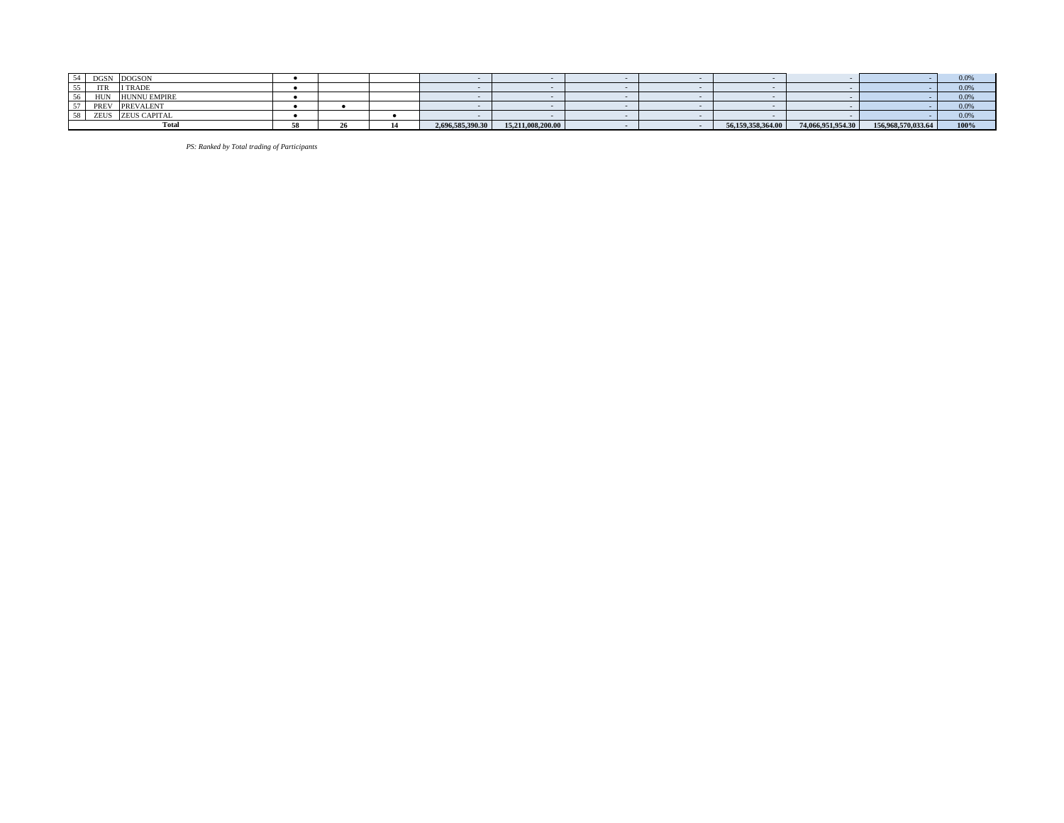| | | | | | | | | | | | | | | |
|---|---|---|---|---|---|---|---|---|---|---|---|---|---|---|
| 54 | DGSN | DOGSON | • | | | - | - | - | - | - | - | - | 0.0% |
| 55 | ITR | I TRADE | • | | | - | - | - | - | - | - | - | 0.0% |
| 56 | HUN | HUNNU EMPIRE | • | | | - | - | - | - | - | - | - | 0.0% |
| 57 | PREV | PREVALENT | • | • | | - | - | - | - | - | - | - | 0.0% |
| 58 | ZEUS | ZEUS CAPITAL | • | | • | - | - | - | - | - | - | - | 0.0% |
| **Total** | | | **58** | **26** | **14** | **2,696,585,390.30** | **15,211,008,200.00** | **-** | **-** | **56,159,358,364.00** | **74,066,951,954.30** | **156,968,570,033.64** | **100%** |

*PS: Ranked by Total trading of Participants*